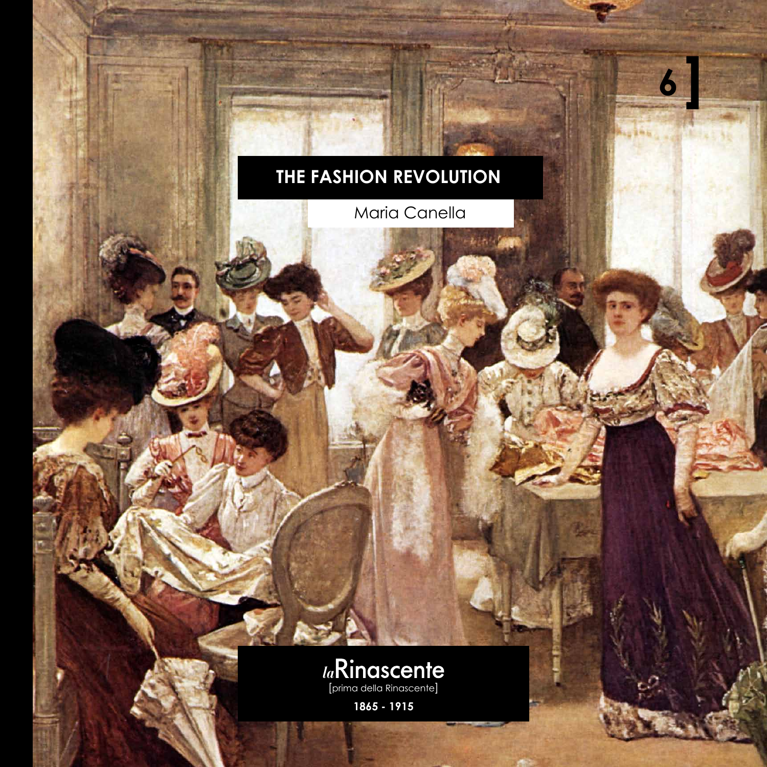6]

# THE FASHION REVOLUTION

Maria Canella

*la*Rinascente

[prima della Rinascente]

**1865 - 1915**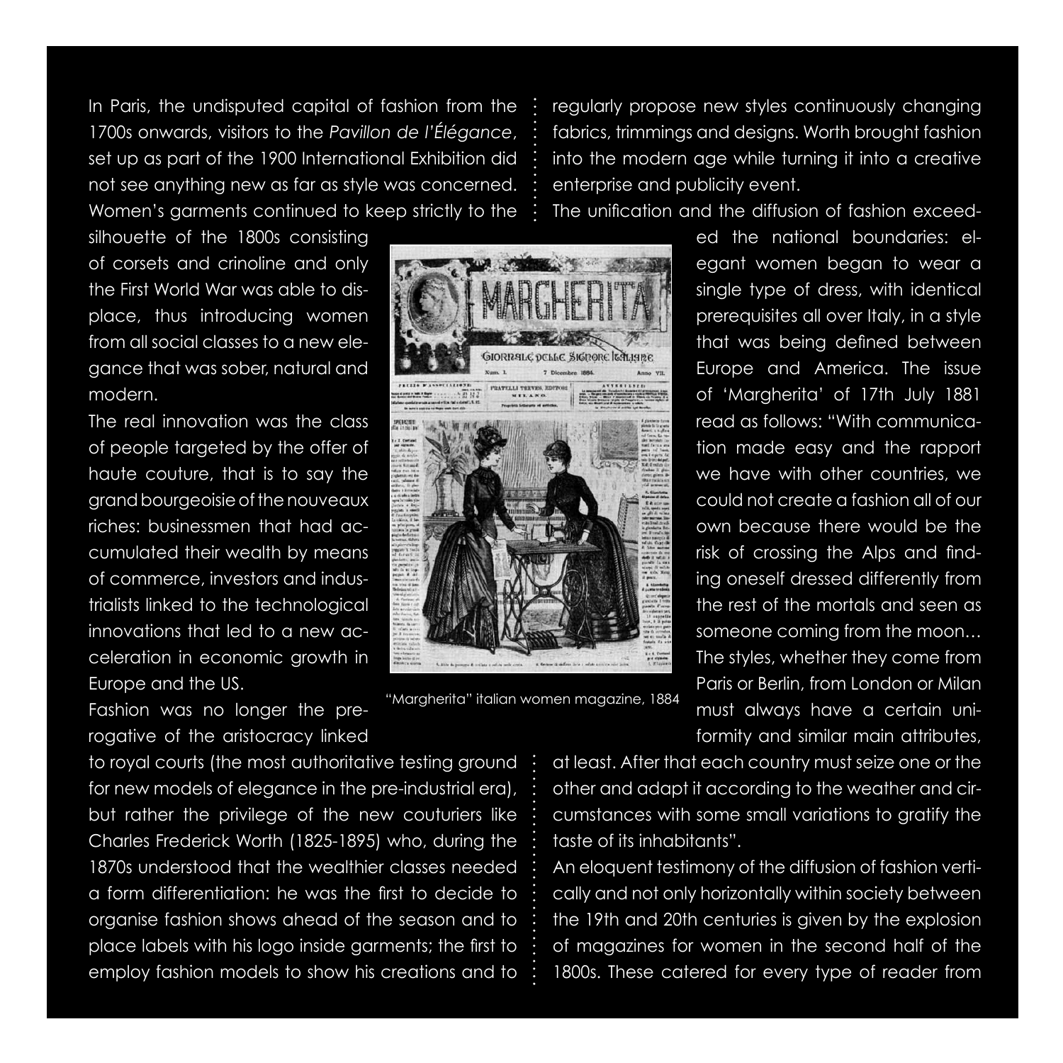In Paris, the undisputed capital of fashion from the 1700s onwards, visitors to the *Pavillon de l'Élégance*, set up as part of the 1900 International Exhibition did not see anything new as far as style was concerned. Women's garments continued to keep strictly to the silhouette of the 1800s consisting of corsets and crinoline and only the First World War was able to displace, thus introducing women from all social classes to a new elegance that was sober, natural and modern.

The real innovation was the class of people targeted by the offer of haute couture, that is to say the grand bourgeoisie of the nouveaux riches: businessmen that had accumulated their wealth by means of commerce, investors and industrialists linked to the technological innovations that led to a new acceleration in economic growth in Europe and the US.

Fashion was no longer the prerogative of the aristocracy linked to royal courts (the most authoritative testing ground for new models of elegance in the pre-industrial era), but rather the privilege of the new couturiers like Charles Frederick Worth (1825-1895) who, during the 1870s understood that the wealthier classes needed a form differentiation: he was the first to decide to organise fashion shows ahead of the season and to place labels with his logo inside garments; the first to employ fashion models to show his creations and to regularly propose new styles continuously changing fabrics, trimmings and designs. Worth brought fashion into the modern age while turning it into a creative enterprise and publicity event.

"Margherita" italian women magazine, 1884

The unification and the diffusion of fashion exceeded the national boundaries: elegant women began to wear a single type of dress, with identical prerequisites all over Italy, in a style that was being defined between Europe and America. The issue of 'Margherita' of 17th July 1881 read as follows: "With communication made easy and the rapport we have with other countries, we could not create a fashion all of our own because there would be the risk of crossing the Alps and finding oneself dressed differently from the rest of the mortals and seen as someone coming from the moon… The styles, whether they come from Paris or Berlin, from London or Milan must always have a certain uniformity and similar main attributes, at least. After that each country must seize one or the other and adapt it according to the weather and circumstances with some small variations to gratify the taste of its inhabitants".

An eloquent testimony of the diffusion of fashion vertically and not only horizontally within society between the 19th and 20th centuries is given by the explosion of magazines for women in the second half of the 1800s. These catered for every type of reader from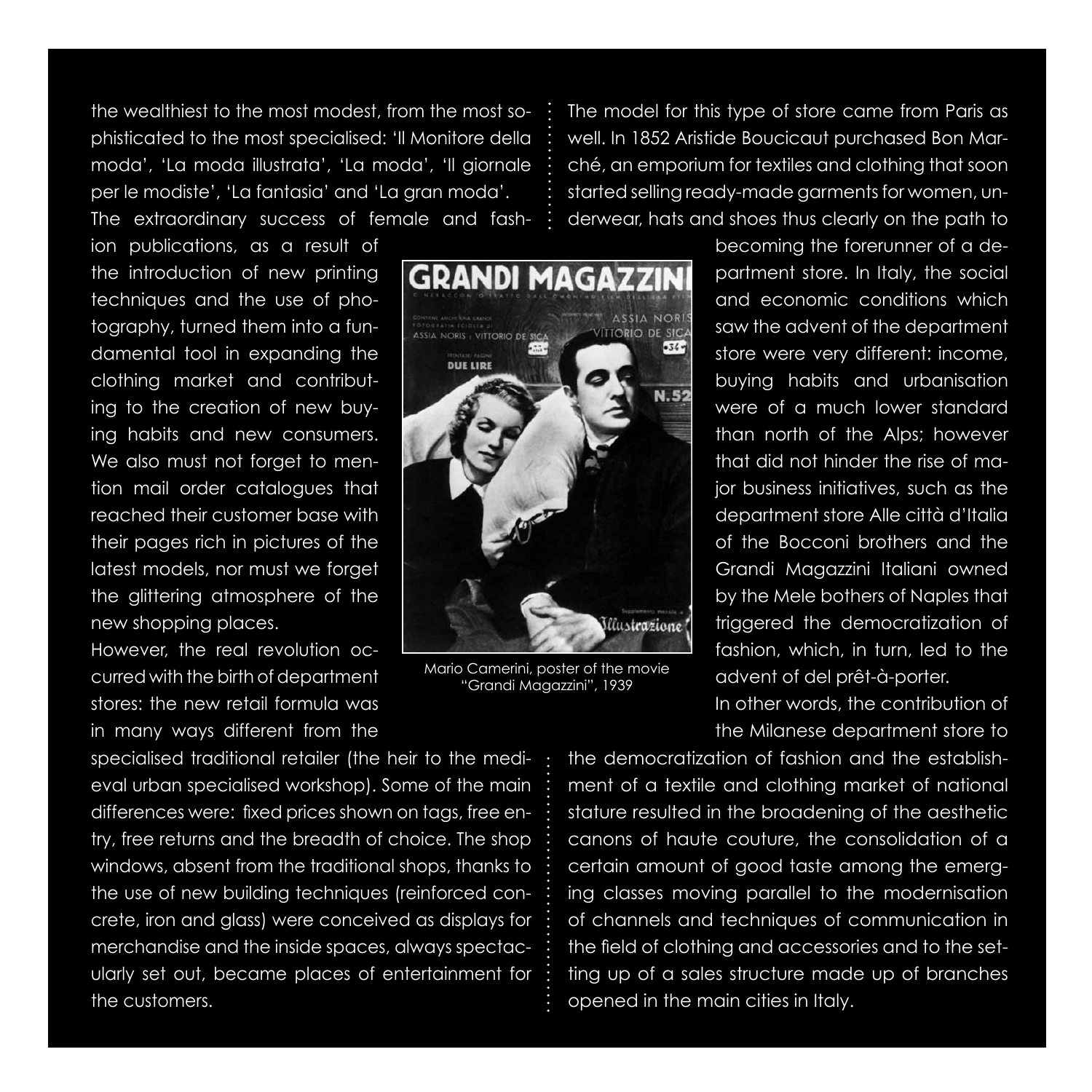the wealthiest to the most modest, from the most sophisticated to the most specialised: 'Il Monitore della moda', 'La moda illustrata', 'La moda', 'Il giornale per le modiste', 'La fantasia' and 'La gran moda'.

The extraordinary success of female and fashion publications, as a result of the introduction of new printing techniques and the use of photography, turned them into a fundamental tool in expanding the clothing market and contributing to the creation of new buying habits and new consumers. We also must not forget to mention mail order catalogues that reached their customer base with their pages rich in pictures of the latest models, nor must we forget the glittering atmosphere of the new shopping places.

However, the real revolution occurred with the birth of department stores: the new retail formula was in many ways different from the specialised traditional retailer (the heir to the medieval urban specialised workshop). Some of the main differences were: fixed prices shown on tags, free entry, free returns and the breadth of choice. The shop windows, absent from the traditional shops, thanks to the use of new building techniques (reinforced concrete, iron and glass) were conceived as displays for merchandise and the inside spaces, always spectacularly set out, became places of entertainment for the customers.

Mario Camerini, poster of the movie "Grandi Magazzini", 1939

The model for this type of store came from Paris as well. In 1852 Aristide Boucicaut purchased Bon Marché, an emporium for textiles and clothing that soon started selling ready-made garments for women, underwear, hats and shoes thus clearly on the path to becoming the forerunner of a department store. In Italy, the social and economic conditions which saw the advent of the department store were very different: income, buying habits and urbanisation were of a much lower standard than north of the Alps; however that did not hinder the rise of major business initiatives, such as the department store Alle città d'Italia of the Bocconi brothers and the Grandi Magazzini Italiani owned by the Mele bothers of Naples that triggered the democratization of fashion, which, in turn, led to the advent of del prêt-à-porter.

In other words, the contribution of the Milanese department store to the democratization of fashion and the establishment of a textile and clothing market of national stature resulted in the broadening of the aesthetic canons of haute couture, the consolidation of a certain amount of good taste among the emerging classes moving parallel to the modernisation of channels and techniques of communication in the field of clothing and accessories and to the setting up of a sales structure made up of branches opened in the main cities in Italy.